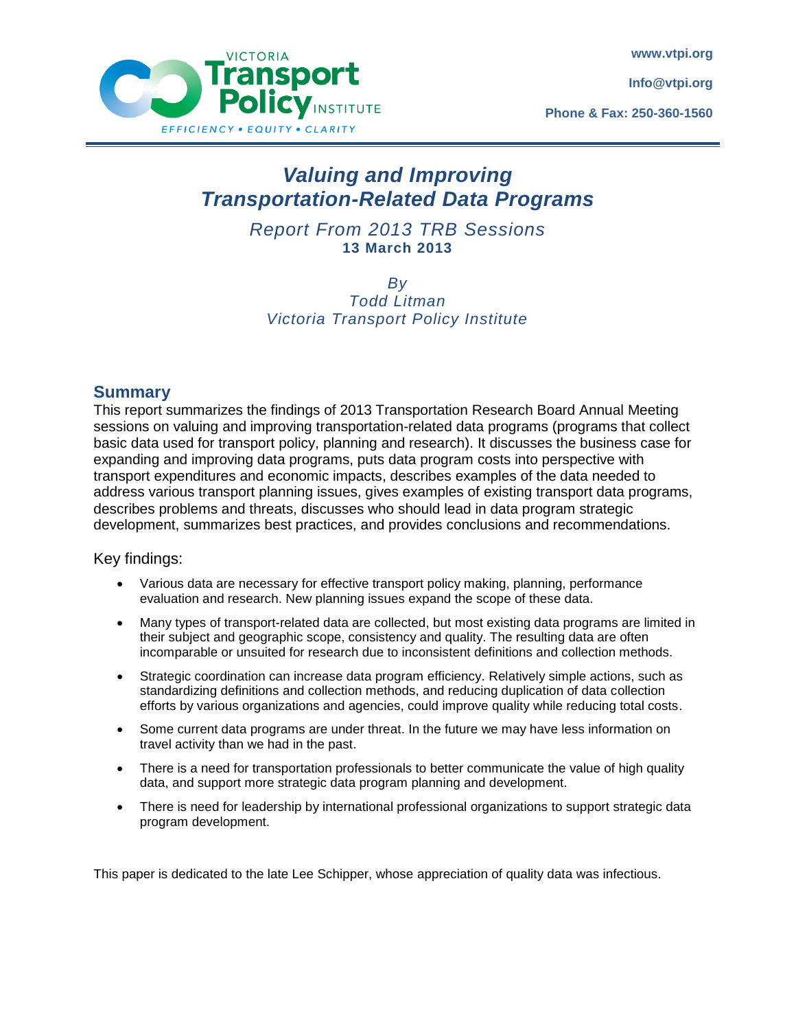www.vtpi.org

Info@vtpi.org

Phone & Fax: 250-360-1560

# *Valuing and Improving Transportation-Related Data Programs*

*Report From 2013 TRB Sessions*
**13 March 2013**

*By*
*Todd Litman*
*Victoria Transport Policy Institute*

## Summary

This report summarizes the findings of 2013 Transportation Research Board Annual Meeting sessions on valuing and improving transportation-related data programs (programs that collect basic data used for transport policy, planning and research). It discusses the business case for expanding and improving data programs, puts data program costs into perspective with transport expenditures and economic impacts, describes examples of the data needed to address various transport planning issues, gives examples of existing transport data programs, describes problems and threats, discusses who should lead in data program strategic development, summarizes best practices, and provides conclusions and recommendations.

Key findings:

- Various data are necessary for effective transport policy making, planning, performance evaluation and research. New planning issues expand the scope of these data.
- Many types of transport-related data are collected, but most existing data programs are limited in their subject and geographic scope, consistency and quality. The resulting data are often incomparable or unsuited for research due to inconsistent definitions and collection methods.
- Strategic coordination can increase data program efficiency. Relatively simple actions, such as standardizing definitions and collection methods, and reducing duplication of data collection efforts by various organizations and agencies, could improve quality while reducing total costs.
- Some current data programs are under threat. In the future we may have less information on travel activity than we had in the past.
- There is a need for transportation professionals to better communicate the value of high quality data, and support more strategic data program planning and development.
- There is need for leadership by international professional organizations to support strategic data program development.

This paper is dedicated to the late Lee Schipper, whose appreciation of quality data was infectious.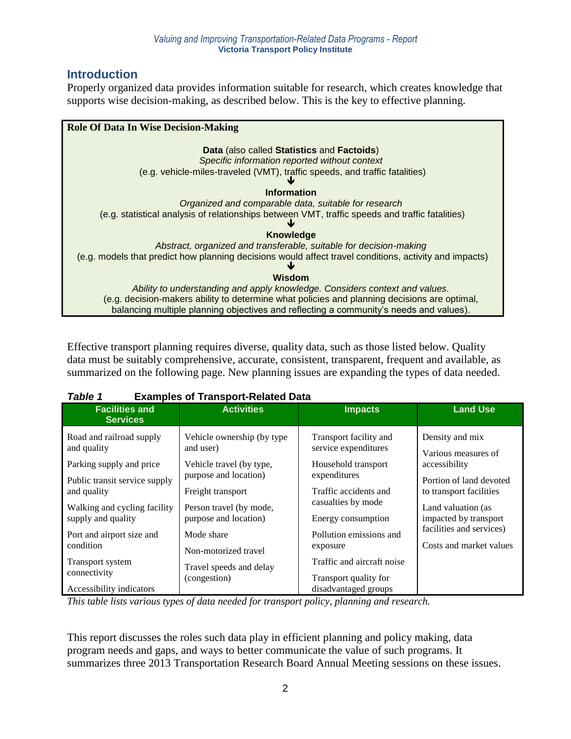## Introduction

Properly organized data provides information suitable for research, which creates knowledge that supports wise decision-making, as described below. This is the key to effective planning.

**Role Of Data In Wise Decision-Making**

**Data** (also called **Statistics** and **Factoids**)
*Specific information reported without context*
(e.g. vehicle-miles-traveled (VMT), traffic speeds, and traffic fatalities)

↓

**Information**
*Organized and comparable data, suitable for research*
(e.g. statistical analysis of relationships between VMT, traffic speeds and traffic fatalities)

↓

**Knowledge**
*Abstract, organized and transferable, suitable for decision-making*
(e.g. models that predict how planning decisions would affect travel conditions, activity and impacts)

↓

**Wisdom**
*Ability to understanding and apply knowledge. Considers context and values.*
(e.g. decision-makers ability to determine what policies and planning decisions are optimal, balancing multiple planning objectives and reflecting a community's needs and values).

Effective transport planning requires diverse, quality data, such as those listed below. Quality data must be suitably comprehensive, accurate, consistent, transparent, frequent and available, as summarized on the following page. New planning issues are expanding the types of data needed.

***Table 1*** **Examples of Transport-Related Data**

| Facilities and Services | Activities | Impacts | Land Use |
|---|---|---|---|
| Road and railroad supply and quality<br>Parking supply and price<br>Public transit service supply and quality<br>Walking and cycling facility supply and quality<br>Port and airport size and condition<br>Transport system connectivity<br>Accessibility indicators | Vehicle ownership (by type and user)<br>Vehicle travel (by type, purpose and location)<br>Freight transport<br>Person travel (by mode, purpose and location)<br>Mode share<br>Non-motorized travel<br>Travel speeds and delay (congestion) | Transport facility and service expenditures<br>Household transport expenditures<br>Traffic accidents and casualties by mode<br>Energy consumption<br>Pollution emissions and exposure<br>Traffic and aircraft noise<br>Transport quality for disadvantaged groups | Density and mix<br>Various measures of accessibility<br>Portion of land devoted to transport facilities<br>Land valuation (as impacted by transport facilities and services)<br>Costs and market values |

*This table lists various types of data needed for transport policy, planning and research.*

This report discusses the roles such data play in efficient planning and policy making, data program needs and gaps, and ways to better communicate the value of such programs. It summarizes three 2013 Transportation Research Board Annual Meeting sessions on these issues.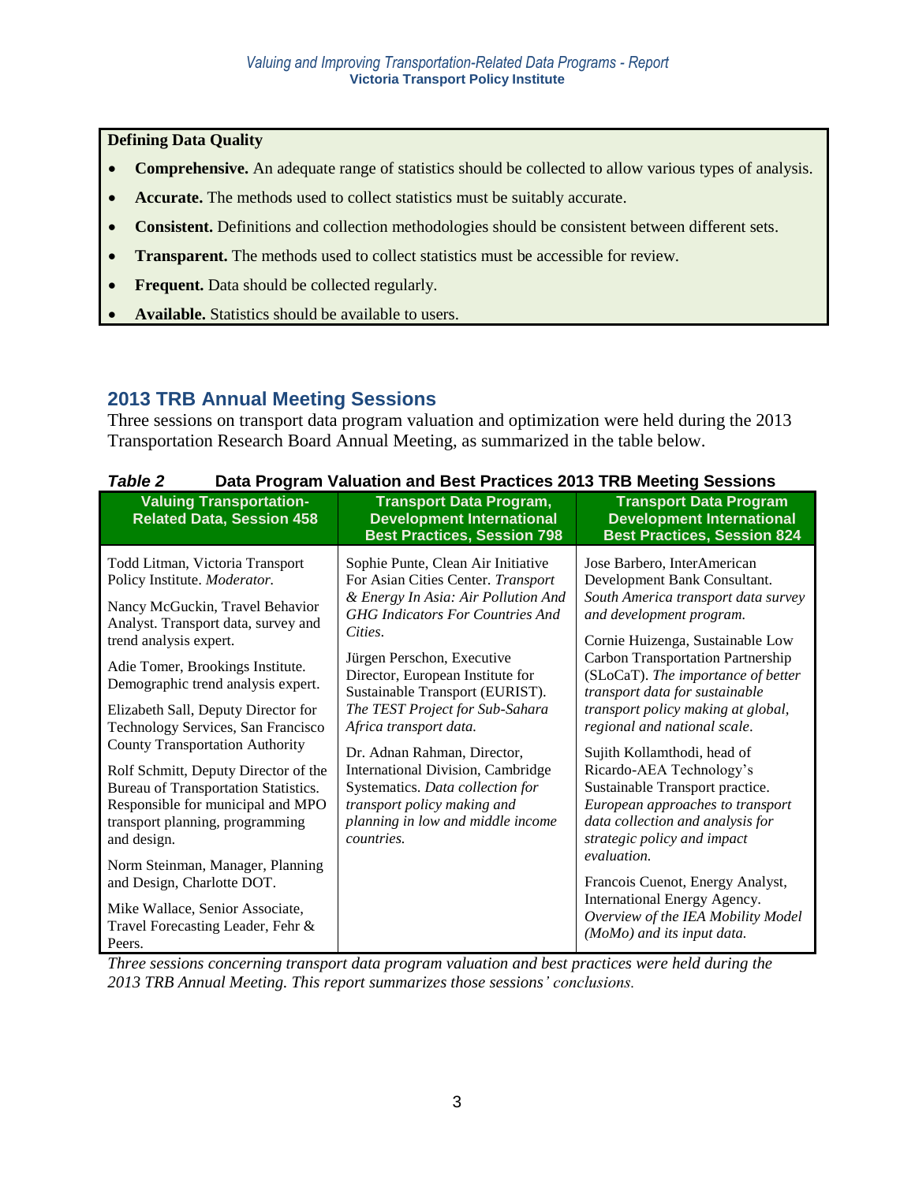**Defining Data Quality**

- **Comprehensive.** An adequate range of statistics should be collected to allow various types of analysis.
- **Accurate.** The methods used to collect statistics must be suitably accurate.
- **Consistent.** Definitions and collection methodologies should be consistent between different sets.
- **Transparent.** The methods used to collect statistics must be accessible for review.
- **Frequent.** Data should be collected regularly.
- **Available.** Statistics should be available to users.

## 2013 TRB Annual Meeting Sessions

Three sessions on transport data program valuation and optimization were held during the 2013 Transportation Research Board Annual Meeting, as summarized in the table below.

***Table 2*** **Data Program Valuation and Best Practices 2013 TRB Meeting Sessions**

| Valuing Transportation-Related Data, Session 458 | Transport Data Program, Development International Best Practices, Session 798 | Transport Data Program Development International Best Practices, Session 824 |
|---|---|---|
| Todd Litman, Victoria Transport Policy Institute. *Moderator.*<br><br>Nancy McGuckin, Travel Behavior Analyst. Transport data, survey and trend analysis expert.<br><br>Adie Tomer, Brookings Institute. Demographic trend analysis expert.<br><br>Elizabeth Sall, Deputy Director for Technology Services, San Francisco County Transportation Authority<br><br>Rolf Schmitt, Deputy Director of the Bureau of Transportation Statistics. Responsible for municipal and MPO transport planning, programming and design.<br><br>Norm Steinman, Manager, Planning and Design, Charlotte DOT.<br><br>Mike Wallace, Senior Associate, Travel Forecasting Leader, Fehr & Peers. | Sophie Punte, Clean Air Initiative For Asian Cities Center. *Transport & Energy In Asia: Air Pollution And GHG Indicators For Countries And Cities.*<br><br>Jürgen Perschon, Executive Director, European Institute for Sustainable Transport (EURIST). *The TEST Project for Sub-Sahara Africa transport data.*<br><br>Dr. Adnan Rahman, Director, International Division, Cambridge Systematics. *Data collection for transport policy making and planning in low and middle income countries.* | Jose Barbero, InterAmerican Development Bank Consultant. *South America transport data survey and development program.*<br><br>Cornie Huizenga, Sustainable Low Carbon Transportation Partnership (SLoCaT). *The importance of better transport data for sustainable transport policy making at global, regional and national scale.*<br><br>Sujith Kollamthodi, head of Ricardo-AEA Technology's Sustainable Transport practice. *European approaches to transport data collection and analysis for strategic policy and impact evaluation.*<br><br>Francois Cuenot, Energy Analyst, International Energy Agency. *Overview of the IEA Mobility Model (MoMo) and its input data.* |

*Three sessions concerning transport data program valuation and best practices were held during the 2013 TRB Annual Meeting. This report summarizes those sessions' conclusions.*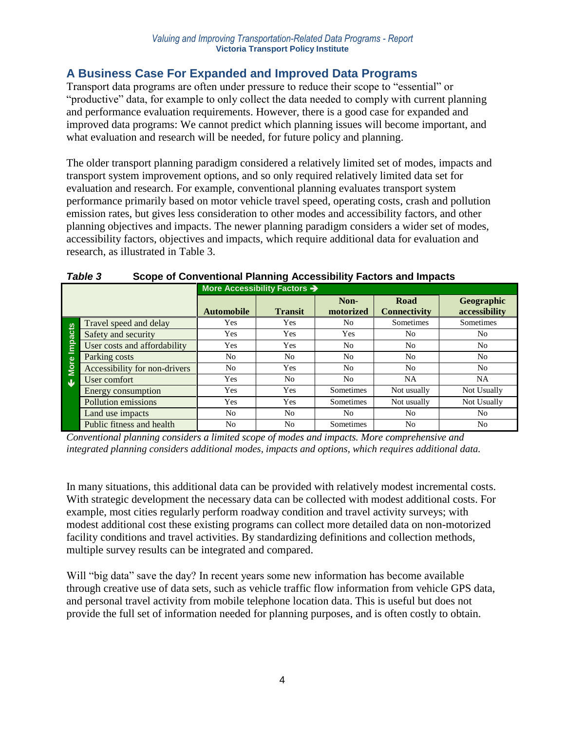## A Business Case For Expanded and Improved Data Programs

Transport data programs are often under pressure to reduce their scope to "essential" or "productive" data, for example to only collect the data needed to comply with current planning and performance evaluation requirements. However, there is a good case for expanded and improved data programs: We cannot predict which planning issues will become important, and what evaluation and research will be needed, for future policy and planning.

The older transport planning paradigm considered a relatively limited set of modes, impacts and transport system improvement options, and so only required relatively limited data set for evaluation and research. For example, conventional planning evaluates transport system performance primarily based on motor vehicle travel speed, operating costs, crash and pollution emission rates, but gives less consideration to other modes and accessibility factors, and other planning objectives and impacts. The newer planning paradigm considers a wider set of modes, accessibility factors, objectives and impacts, which require additional data for evaluation and research, as illustrated in Table 3.

***Table 3*** **Scope of Conventional Planning Accessibility Factors and Impacts**

| | | More Accessibility Factors → | | | | |
|---|---|---|---|---|---|---|
| | | **Automobile** | **Transit** | **Non-motorized** | **Road Connectivity** | **Geographic accessibility** |
| ↓ More Impacts | Travel speed and delay | Yes | Yes | No | Sometimes | Sometimes |
| | Safety and security | Yes | Yes | Yes | No | No |
| | User costs and affordability | Yes | Yes | No | No | No |
| | Parking costs | No | No | No | No | No |
| | Accessibility for non-drivers | No | Yes | No | No | No |
| | User comfort | Yes | No | No | NA | NA |
| | Energy consumption | Yes | Yes | Sometimes | Not usually | Not Usually |
| | Pollution emissions | Yes | Yes | Sometimes | Not usually | Not Usually |
| | Land use impacts | No | No | No | No | No |
| | Public fitness and health | No | No | Sometimes | No | No |

*Conventional planning considers a limited scope of modes and impacts. More comprehensive and integrated planning considers additional modes, impacts and options, which requires additional data.*

In many situations, this additional data can be provided with relatively modest incremental costs. With strategic development the necessary data can be collected with modest additional costs. For example, most cities regularly perform roadway condition and travel activity surveys; with modest additional cost these existing programs can collect more detailed data on non-motorized facility conditions and travel activities. By standardizing definitions and collection methods, multiple survey results can be integrated and compared.

Will "big data" save the day? In recent years some new information has become available through creative use of data sets, such as vehicle traffic flow information from vehicle GPS data, and personal travel activity from mobile telephone location data. This is useful but does not provide the full set of information needed for planning purposes, and is often costly to obtain.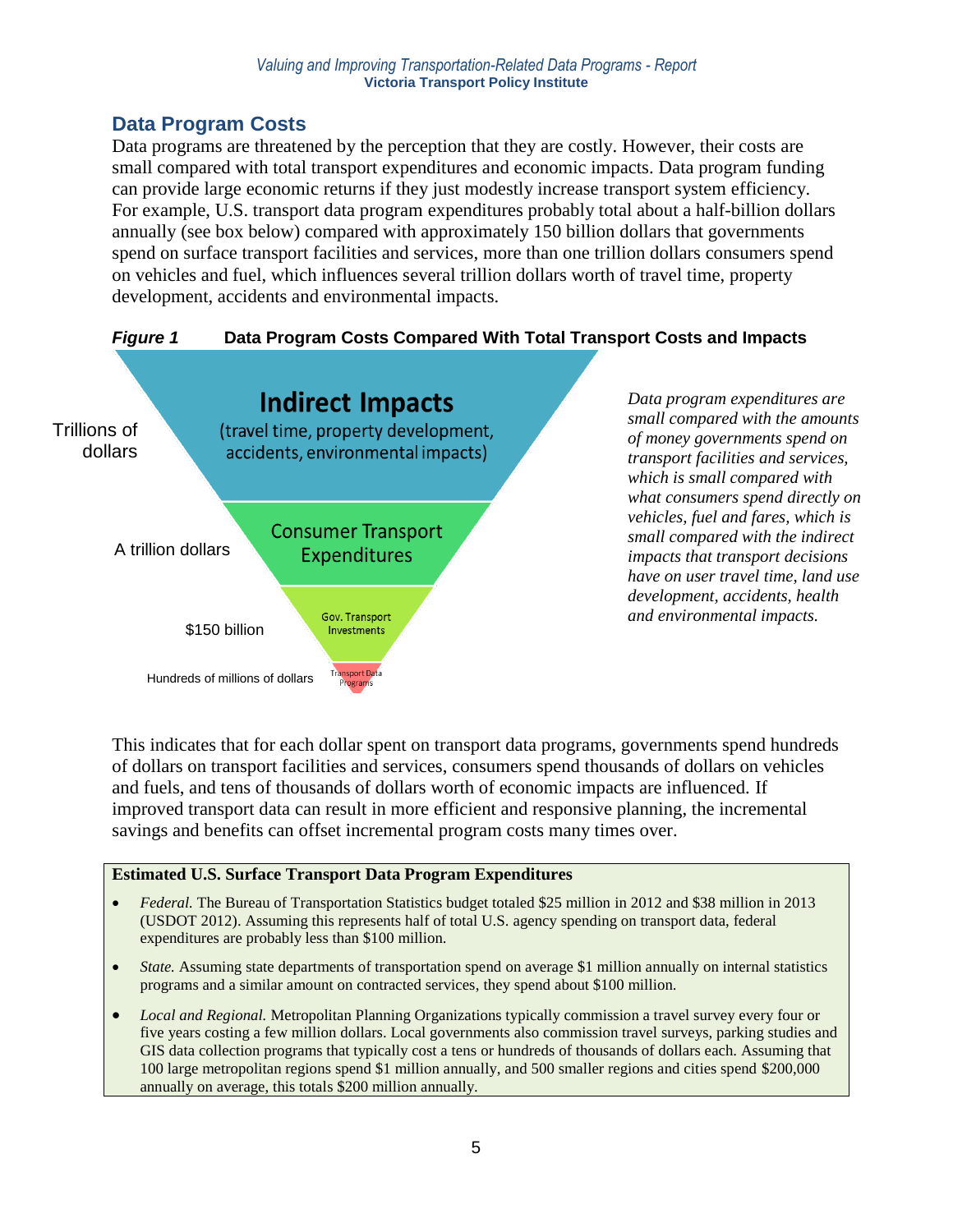## Data Program Costs

Data programs are threatened by the perception that they are costly. However, their costs are small compared with total transport expenditures and economic impacts. Data program funding can provide large economic returns if they just modestly increase transport system efficiency. For example, U.S. transport data program expenditures probably total about a half-billion dollars annually (see box below) compared with approximately 150 billion dollars that governments spend on surface transport facilities and services, more than one trillion dollars consumers spend on vehicles and fuel, which influences several trillion dollars worth of travel time, property development, accidents and environmental impacts.

***Figure 1*** **Data Program Costs Compared With Total Transport Costs and Impacts**

Trillions of dollars — **Indirect Impacts** (travel time, property development, accidents, environmental impacts)

A trillion dollars — Consumer Transport Expenditures

$150 billion — Gov. Transport Investments

Hundreds of millions of dollars — Transport Data Programs

*Data program expenditures are small compared with the amounts of money governments spend on transport facilities and services, which is small compared with what consumers spend directly on vehicles, fuel and fares, which is small compared with the indirect impacts that transport decisions have on user travel time, land use development, accidents, health and environmental impacts.*

This indicates that for each dollar spent on transport data programs, governments spend hundreds of dollars on transport facilities and services, consumers spend thousands of dollars on vehicles and fuels, and tens of thousands of dollars worth of economic impacts are influenced. If improved transport data can result in more efficient and responsive planning, the incremental savings and benefits can offset incremental program costs many times over.

**Estimated U.S. Surface Transport Data Program Expenditures**

- *Federal.* The Bureau of Transportation Statistics budget totaled $25 million in 2012 and $38 million in 2013 (USDOT 2012). Assuming this represents half of total U.S. agency spending on transport data, federal expenditures are probably less than $100 million.
- *State.* Assuming state departments of transportation spend on average $1 million annually on internal statistics programs and a similar amount on contracted services, they spend about $100 million.
- *Local and Regional.* Metropolitan Planning Organizations typically commission a travel survey every four or five years costing a few million dollars. Local governments also commission travel surveys, parking studies and GIS data collection programs that typically cost a tens or hundreds of thousands of dollars each. Assuming that 100 large metropolitan regions spend $1 million annually, and 500 smaller regions and cities spend $200,000 annually on average, this totals $200 million annually.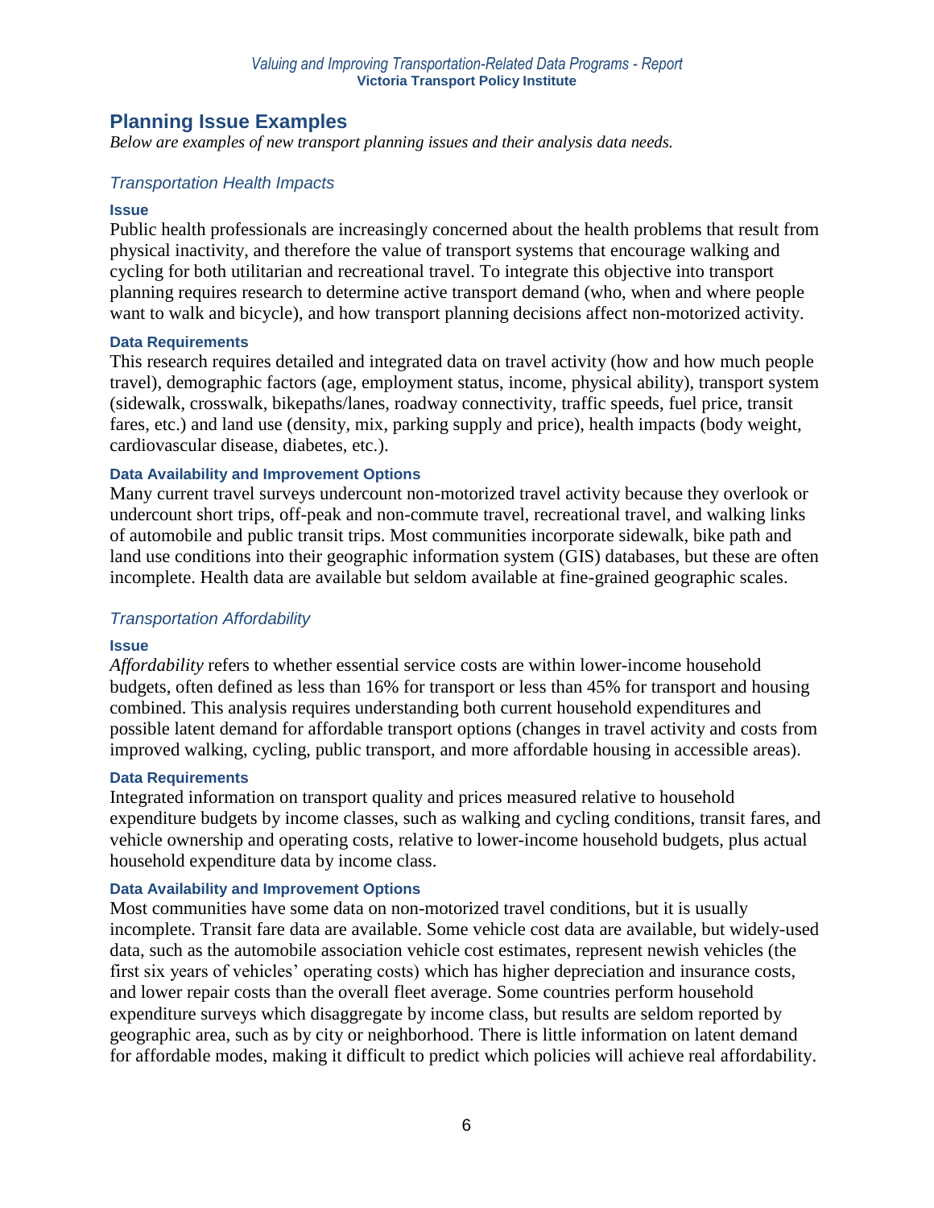## Planning Issue Examples

*Below are examples of new transport planning issues and their analysis data needs.*

### *Transportation Health Impacts*

#### Issue

Public health professionals are increasingly concerned about the health problems that result from physical inactivity, and therefore the value of transport systems that encourage walking and cycling for both utilitarian and recreational travel. To integrate this objective into transport planning requires research to determine active transport demand (who, when and where people want to walk and bicycle), and how transport planning decisions affect non-motorized activity.

#### Data Requirements

This research requires detailed and integrated data on travel activity (how and how much people travel), demographic factors (age, employment status, income, physical ability), transport system (sidewalk, crosswalk, bikepaths/lanes, roadway connectivity, traffic speeds, fuel price, transit fares, etc.) and land use (density, mix, parking supply and price), health impacts (body weight, cardiovascular disease, diabetes, etc.).

#### Data Availability and Improvement Options

Many current travel surveys undercount non-motorized travel activity because they overlook or undercount short trips, off-peak and non-commute travel, recreational travel, and walking links of automobile and public transit trips. Most communities incorporate sidewalk, bike path and land use conditions into their geographic information system (GIS) databases, but these are often incomplete. Health data are available but seldom available at fine-grained geographic scales.

### *Transportation Affordability*

#### Issue

*Affordability* refers to whether essential service costs are within lower-income household budgets, often defined as less than 16% for transport or less than 45% for transport and housing combined. This analysis requires understanding both current household expenditures and possible latent demand for affordable transport options (changes in travel activity and costs from improved walking, cycling, public transport, and more affordable housing in accessible areas).

#### Data Requirements

Integrated information on transport quality and prices measured relative to household expenditure budgets by income classes, such as walking and cycling conditions, transit fares, and vehicle ownership and operating costs, relative to lower-income household budgets, plus actual household expenditure data by income class.

#### Data Availability and Improvement Options

Most communities have some data on non-motorized travel conditions, but it is usually incomplete. Transit fare data are available. Some vehicle cost data are available, but widely-used data, such as the automobile association vehicle cost estimates, represent newish vehicles (the first six years of vehicles' operating costs) which has higher depreciation and insurance costs, and lower repair costs than the overall fleet average. Some countries perform household expenditure surveys which disaggregate by income class, but results are seldom reported by geographic area, such as by city or neighborhood. There is little information on latent demand for affordable modes, making it difficult to predict which policies will achieve real affordability.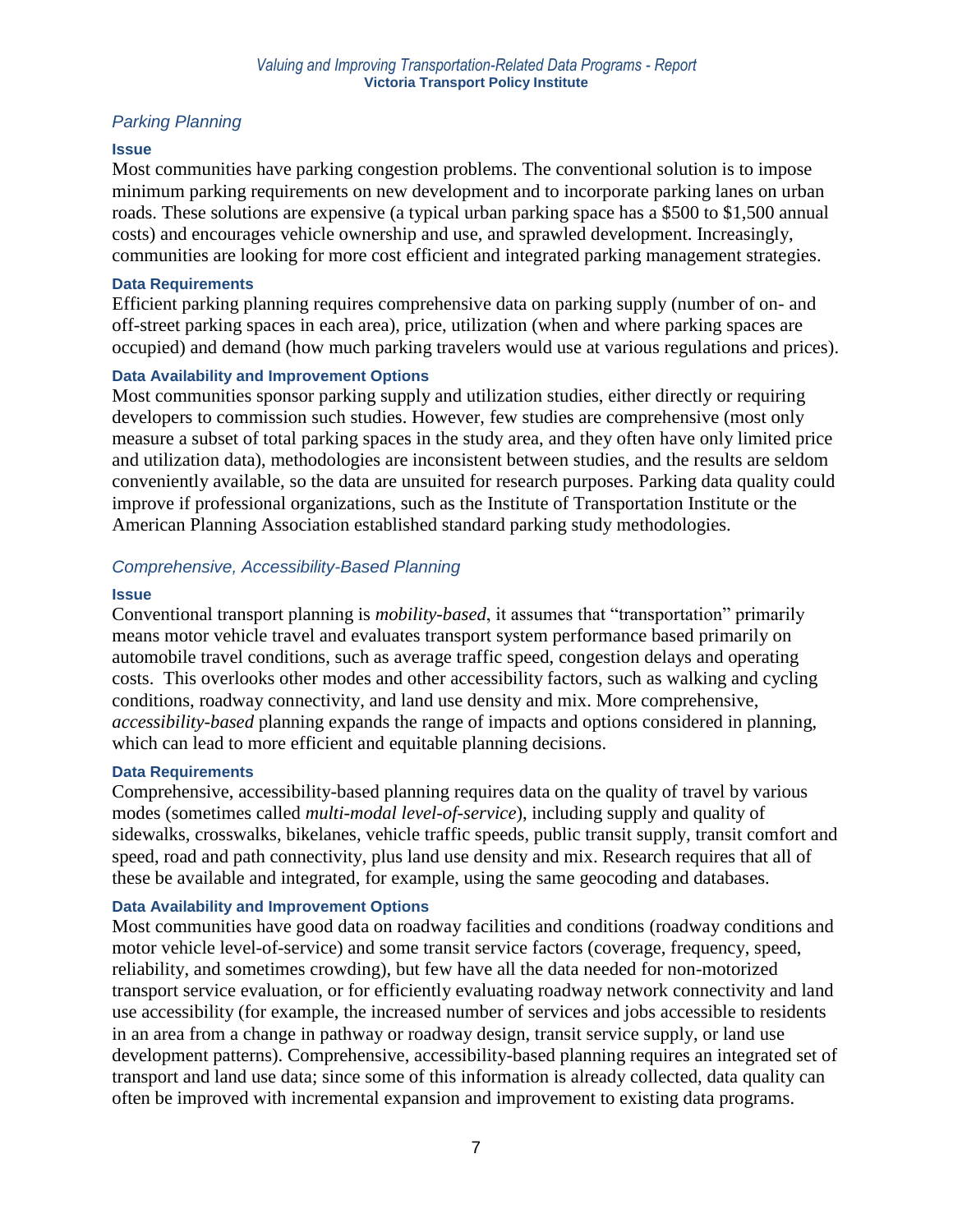## *Parking Planning*

#### Issue

Most communities have parking congestion problems. The conventional solution is to impose minimum parking requirements on new development and to incorporate parking lanes on urban roads. These solutions are expensive (a typical urban parking space has a $500 to $1,500 annual costs) and encourages vehicle ownership and use, and sprawled development. Increasingly, communities are looking for more cost efficient and integrated parking management strategies.

#### Data Requirements

Efficient parking planning requires comprehensive data on parking supply (number of on- and off-street parking spaces in each area), price, utilization (when and where parking spaces are occupied) and demand (how much parking travelers would use at various regulations and prices).

#### Data Availability and Improvement Options

Most communities sponsor parking supply and utilization studies, either directly or requiring developers to commission such studies. However, few studies are comprehensive (most only measure a subset of total parking spaces in the study area, and they often have only limited price and utilization data), methodologies are inconsistent between studies, and the results are seldom conveniently available, so the data are unsuited for research purposes. Parking data quality could improve if professional organizations, such as the Institute of Transportation Institute or the American Planning Association established standard parking study methodologies.

## *Comprehensive, Accessibility-Based Planning*

#### Issue

Conventional transport planning is *mobility-based*, it assumes that "transportation" primarily means motor vehicle travel and evaluates transport system performance based primarily on automobile travel conditions, such as average traffic speed, congestion delays and operating costs. This overlooks other modes and other accessibility factors, such as walking and cycling conditions, roadway connectivity, and land use density and mix. More comprehensive, *accessibility-based* planning expands the range of impacts and options considered in planning, which can lead to more efficient and equitable planning decisions.

#### Data Requirements

Comprehensive, accessibility-based planning requires data on the quality of travel by various modes (sometimes called *multi-modal level-of-service*), including supply and quality of sidewalks, crosswalks, bikelanes, vehicle traffic speeds, public transit supply, transit comfort and speed, road and path connectivity, plus land use density and mix. Research requires that all of these be available and integrated, for example, using the same geocoding and databases.

#### Data Availability and Improvement Options

Most communities have good data on roadway facilities and conditions (roadway conditions and motor vehicle level-of-service) and some transit service factors (coverage, frequency, speed, reliability, and sometimes crowding), but few have all the data needed for non-motorized transport service evaluation, or for efficiently evaluating roadway network connectivity and land use accessibility (for example, the increased number of services and jobs accessible to residents in an area from a change in pathway or roadway design, transit service supply, or land use development patterns). Comprehensive, accessibility-based planning requires an integrated set of transport and land use data; since some of this information is already collected, data quality can often be improved with incremental expansion and improvement to existing data programs.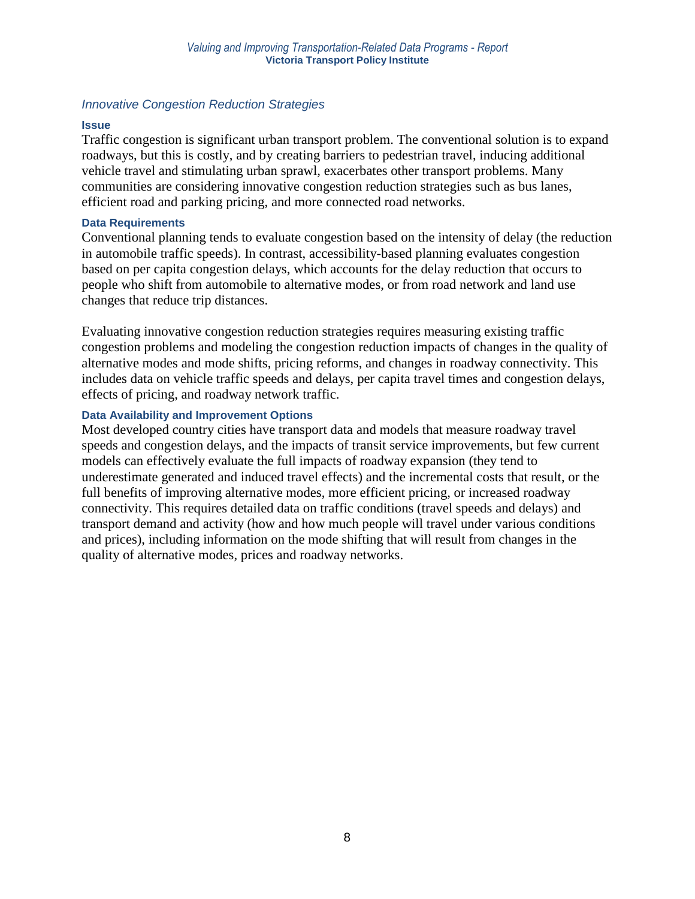### *Innovative Congestion Reduction Strategies*

#### Issue

Traffic congestion is significant urban transport problem. The conventional solution is to expand roadways, but this is costly, and by creating barriers to pedestrian travel, inducing additional vehicle travel and stimulating urban sprawl, exacerbates other transport problems. Many communities are considering innovative congestion reduction strategies such as bus lanes, efficient road and parking pricing, and more connected road networks.

#### Data Requirements

Conventional planning tends to evaluate congestion based on the intensity of delay (the reduction in automobile traffic speeds). In contrast, accessibility-based planning evaluates congestion based on per capita congestion delays, which accounts for the delay reduction that occurs to people who shift from automobile to alternative modes, or from road network and land use changes that reduce trip distances.

Evaluating innovative congestion reduction strategies requires measuring existing traffic congestion problems and modeling the congestion reduction impacts of changes in the quality of alternative modes and mode shifts, pricing reforms, and changes in roadway connectivity. This includes data on vehicle traffic speeds and delays, per capita travel times and congestion delays, effects of pricing, and roadway network traffic.

#### Data Availability and Improvement Options

Most developed country cities have transport data and models that measure roadway travel speeds and congestion delays, and the impacts of transit service improvements, but few current models can effectively evaluate the full impacts of roadway expansion (they tend to underestimate generated and induced travel effects) and the incremental costs that result, or the full benefits of improving alternative modes, more efficient pricing, or increased roadway connectivity. This requires detailed data on traffic conditions (travel speeds and delays) and transport demand and activity (how and how much people will travel under various conditions and prices), including information on the mode shifting that will result from changes in the quality of alternative modes, prices and roadway networks.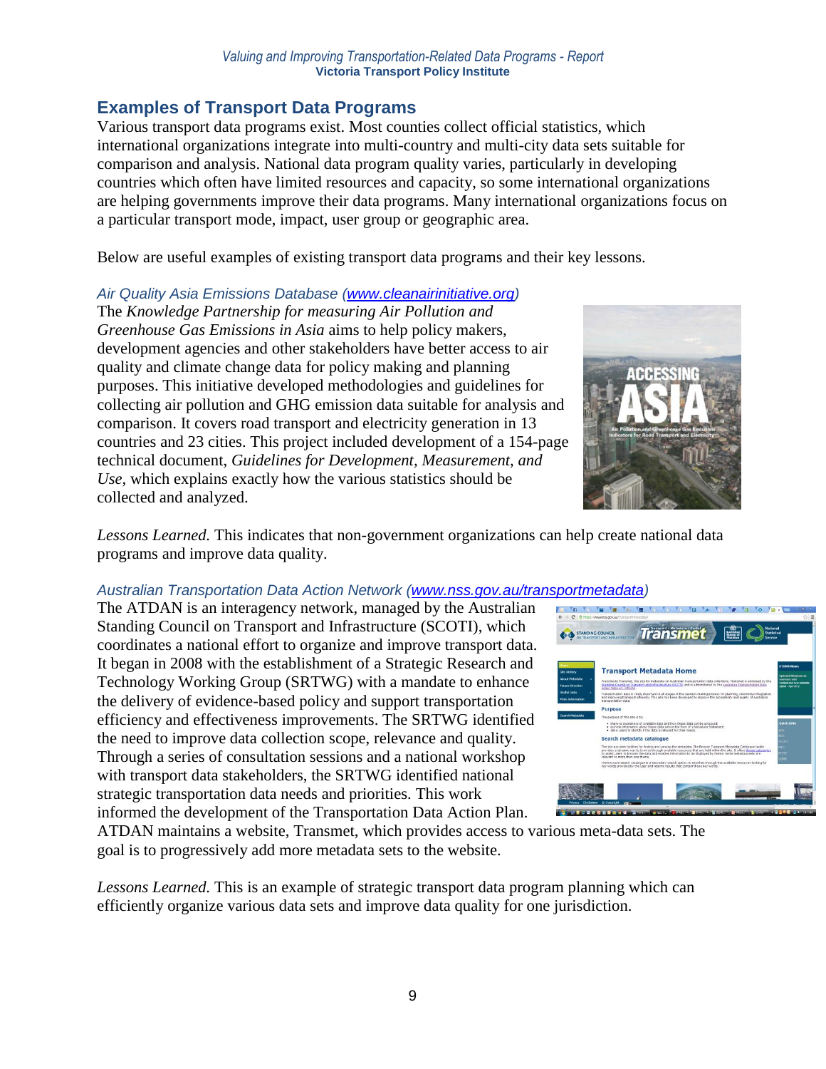## Examples of Transport Data Programs

Various transport data programs exist. Most counties collect official statistics, which international organizations integrate into multi-country and multi-city data sets suitable for comparison and analysis. National data program quality varies, particularly in developing countries which often have limited resources and capacity, so some international organizations are helping governments improve their data programs. Many international organizations focus on a particular transport mode, impact, user group or geographic area.

Below are useful examples of existing transport data programs and their key lessons.

### *Air Quality Asia Emissions Database (www.cleanairinitiative.org)*

The *Knowledge Partnership for measuring Air Pollution and Greenhouse Gas Emissions in Asia* aims to help policy makers, development agencies and other stakeholders have better access to air quality and climate change data for policy making and planning purposes. This initiative developed methodologies and guidelines for collecting air pollution and GHG emission data suitable for analysis and comparison. It covers road transport and electricity generation in 13 countries and 23 cities. This project included development of a 154-page technical document, *Guidelines for Development, Measurement, and Use*, which explains exactly how the various statistics should be collected and analyzed.

*Lessons Learned.* This indicates that non-government organizations can help create national data programs and improve data quality.

### *Australian Transportation Data Action Network (www.nss.gov.au/transportmetadata)*

The ATDAN is an interagency network, managed by the Australian Standing Council on Transport and Infrastructure (SCOTI), which coordinates a national effort to organize and improve transport data. It began in 2008 with the establishment of a Strategic Research and Technology Working Group (SRTWG) with a mandate to enhance the delivery of evidence-based policy and support transportation efficiency and effectiveness improvements. The SRTWG identified the need to improve data collection scope, relevance and quality. Through a series of consultation sessions and a national workshop with transport data stakeholders, the SRTWG identified national strategic transportation data needs and priorities. This work informed the development of the Transportation Data Action Plan. ATDAN maintains a website, Transmet, which provides access to various meta-data sets. The goal is to progressively add more metadata sets to the website.

*Lessons Learned.* This is an example of strategic transport data program planning which can efficiently organize various data sets and improve data quality for one jurisdiction.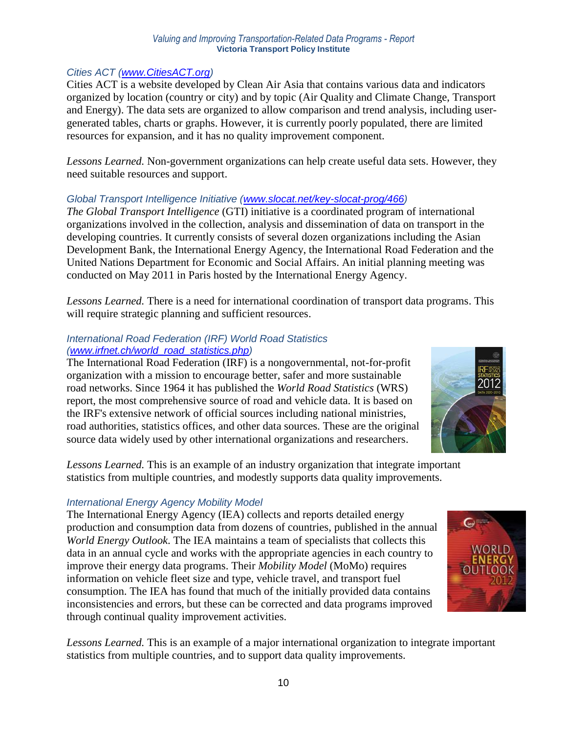### *Cities ACT (www.CitiesACT.org)*

Cities ACT is a website developed by Clean Air Asia that contains various data and indicators organized by location (country or city) and by topic (Air Quality and Climate Change, Transport and Energy). The data sets are organized to allow comparison and trend analysis, including user-generated tables, charts or graphs. However, it is currently poorly populated, there are limited resources for expansion, and it has no quality improvement component.

*Lessons Learned.* Non-government organizations can help create useful data sets. However, they need suitable resources and support.

### *Global Transport Intelligence Initiative (www.slocat.net/key-slocat-prog/466)*

*The Global Transport Intelligence* (GTI) initiative is a coordinated program of international organizations involved in the collection, analysis and dissemination of data on transport in the developing countries. It currently consists of several dozen organizations including the Asian Development Bank, the International Energy Agency, the International Road Federation and the United Nations Department for Economic and Social Affairs. An initial planning meeting was conducted on May 2011 in Paris hosted by the International Energy Agency.

*Lessons Learned.* There is a need for international coordination of transport data programs. This will require strategic planning and sufficient resources.

### *International Road Federation (IRF) World Road Statistics (www.irfnet.ch/world_road_statistics.php)*

The International Road Federation (IRF) is a nongovernmental, not-for-profit organization with a mission to encourage better, safer and more sustainable road networks. Since 1964 it has published the *World Road Statistics* (WRS) report, the most comprehensive source of road and vehicle data. It is based on the IRF's extensive network of official sources including national ministries, road authorities, statistics offices, and other data sources. These are the original source data widely used by other international organizations and researchers.

*Lessons Learned.* This is an example of an industry organization that integrate important statistics from multiple countries, and modestly supports data quality improvements.

### *International Energy Agency Mobility Model*

The International Energy Agency (IEA) collects and reports detailed energy production and consumption data from dozens of countries, published in the annual *World Energy Outlook*. The IEA maintains a team of specialists that collects this data in an annual cycle and works with the appropriate agencies in each country to improve their energy data programs. Their *Mobility Model* (MoMo) requires information on vehicle fleet size and type, vehicle travel, and transport fuel consumption. The IEA has found that much of the initially provided data contains inconsistencies and errors, but these can be corrected and data programs improved through continual quality improvement activities.

*Lessons Learned.* This is an example of a major international organization to integrate important statistics from multiple countries, and to support data quality improvements.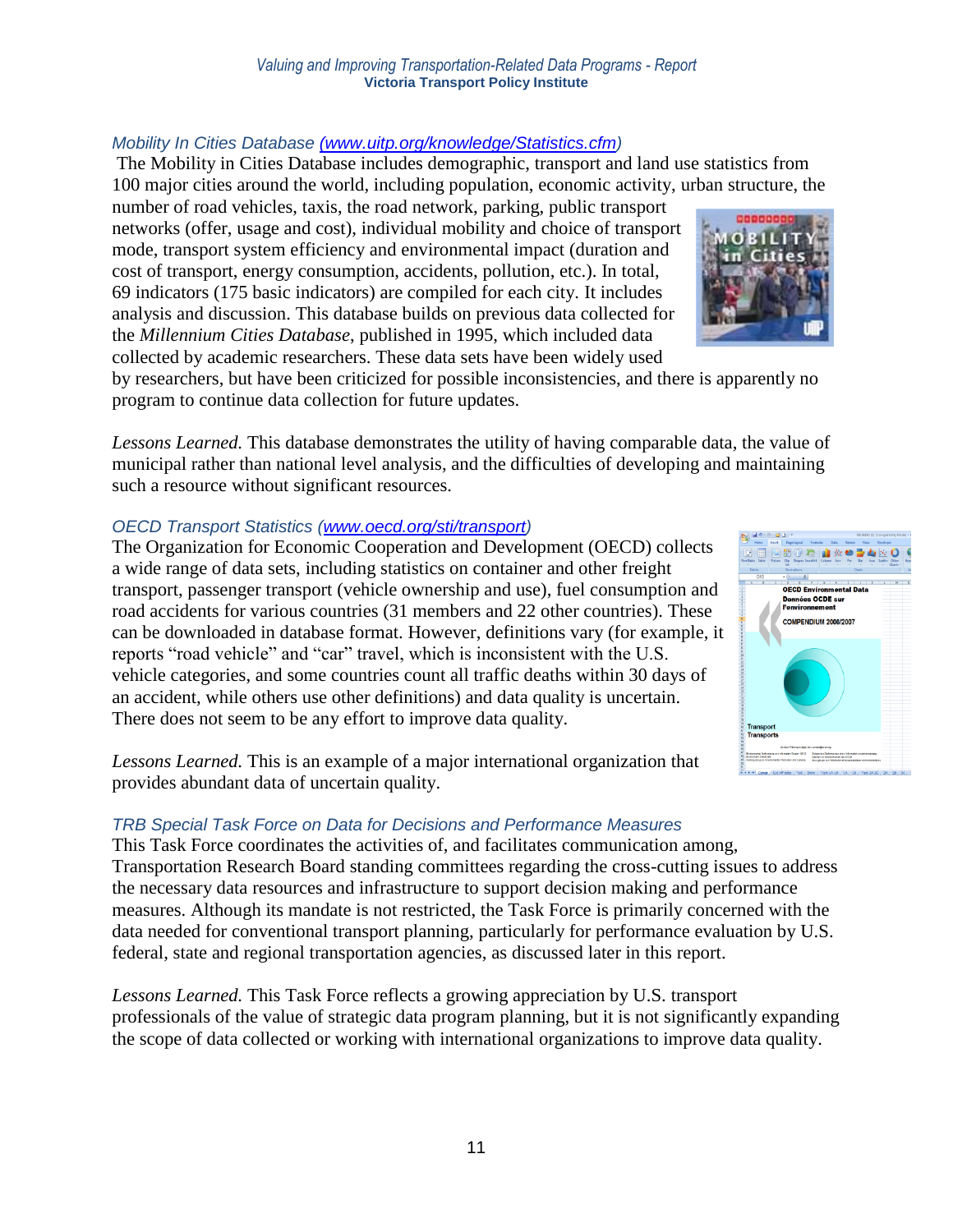### *Mobility In Cities Database (www.uitp.org/knowledge/Statistics.cfm)*

The Mobility in Cities Database includes demographic, transport and land use statistics from 100 major cities around the world, including population, economic activity, urban structure, the number of road vehicles, taxis, the road network, parking, public transport networks (offer, usage and cost), individual mobility and choice of transport mode, transport system efficiency and environmental impact (duration and cost of transport, energy consumption, accidents, pollution, etc.). In total, 69 indicators (175 basic indicators) are compiled for each city. It includes analysis and discussion. This database builds on previous data collected for the *Millennium Cities Database*, published in 1995, which included data collected by academic researchers. These data sets have been widely used by researchers, but have been criticized for possible inconsistencies, and there is apparently no program to continue data collection for future updates.

*Lessons Learned.* This database demonstrates the utility of having comparable data, the value of municipal rather than national level analysis, and the difficulties of developing and maintaining such a resource without significant resources.

### *OECD Transport Statistics (www.oecd.org/sti/transport)*

The Organization for Economic Cooperation and Development (OECD) collects a wide range of data sets, including statistics on container and other freight transport, passenger transport (vehicle ownership and use), fuel consumption and road accidents for various countries (31 members and 22 other countries). These can be downloaded in database format. However, definitions vary (for example, it reports "road vehicle" and "car" travel, which is inconsistent with the U.S. vehicle categories, and some countries count all traffic deaths within 30 days of an accident, while others use other definitions) and data quality is uncertain. There does not seem to be any effort to improve data quality.

*Lessons Learned.* This is an example of a major international organization that provides abundant data of uncertain quality.

### *TRB Special Task Force on Data for Decisions and Performance Measures*

This Task Force coordinates the activities of, and facilitates communication among, Transportation Research Board standing committees regarding the cross-cutting issues to address the necessary data resources and infrastructure to support decision making and performance measures. Although its mandate is not restricted, the Task Force is primarily concerned with the data needed for conventional transport planning, particularly for performance evaluation by U.S. federal, state and regional transportation agencies, as discussed later in this report.

*Lessons Learned.* This Task Force reflects a growing appreciation by U.S. transport professionals of the value of strategic data program planning, but it is not significantly expanding the scope of data collected or working with international organizations to improve data quality.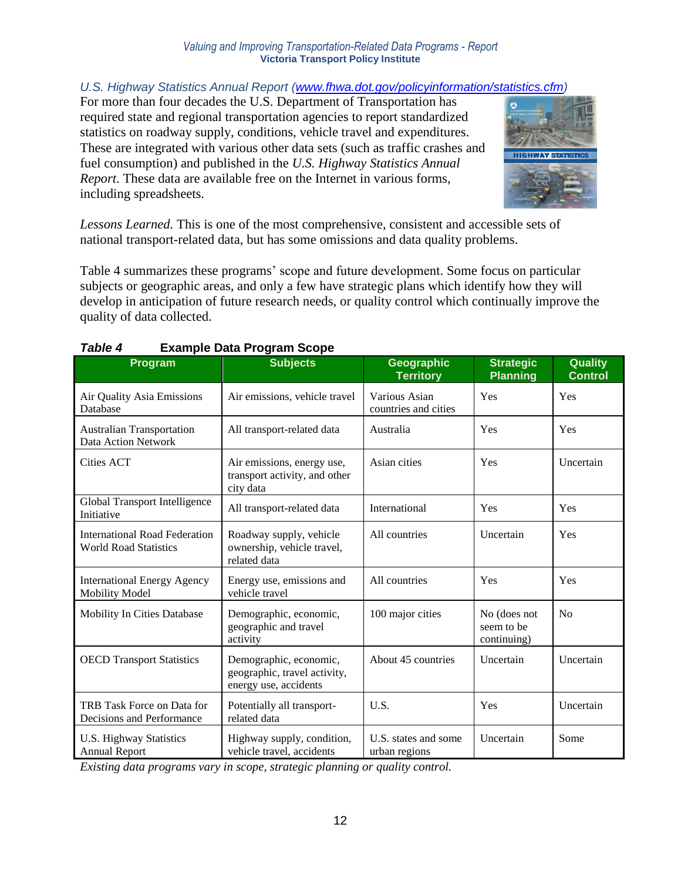*U.S. Highway Statistics Annual Report (www.fhwa.dot.gov/policyinformation/statistics.cfm)*

For more than four decades the U.S. Department of Transportation has required state and regional transportation agencies to report standardized statistics on roadway supply, conditions, vehicle travel and expenditures. These are integrated with various other data sets (such as traffic crashes and fuel consumption) and published in the *U.S. Highway Statistics Annual Report*. These data are available free on the Internet in various forms, including spreadsheets.

*Lessons Learned.* This is one of the most comprehensive, consistent and accessible sets of national transport-related data, but has some omissions and data quality problems.

Table 4 summarizes these programs' scope and future development. Some focus on particular subjects or geographic areas, and only a few have strategic plans which identify how they will develop in anticipation of future research needs, or quality control which continually improve the quality of data collected.

***Table 4*** **Example Data Program Scope**

| Program | Subjects | Geographic Territory | Strategic Planning | Quality Control |
|---|---|---|---|---|
| Air Quality Asia Emissions Database | Air emissions, vehicle travel | Various Asian countries and cities | Yes | Yes |
| Australian Transportation Data Action Network | All transport-related data | Australia | Yes | Yes |
| Cities ACT | Air emissions, energy use, transport activity, and other city data | Asian cities | Yes | Uncertain |
| Global Transport Intelligence Initiative | All transport-related data | International | Yes | Yes |
| International Road Federation World Road Statistics | Roadway supply, vehicle ownership, vehicle travel, related data | All countries | Uncertain | Yes |
| International Energy Agency Mobility Model | Energy use, emissions and vehicle travel | All countries | Yes | Yes |
| Mobility In Cities Database | Demographic, economic, geographic and travel activity | 100 major cities | No (does not seem to be continuing) | No |
| OECD Transport Statistics | Demographic, economic, geographic, travel activity, energy use, accidents | About 45 countries | Uncertain | Uncertain |
| TRB Task Force on Data for Decisions and Performance | Potentially all transport-related data | U.S. | Yes | Uncertain |
| U.S. Highway Statistics Annual Report | Highway supply, condition, vehicle travel, accidents | U.S. states and some urban regions | Uncertain | Some |

*Existing data programs vary in scope, strategic planning or quality control.*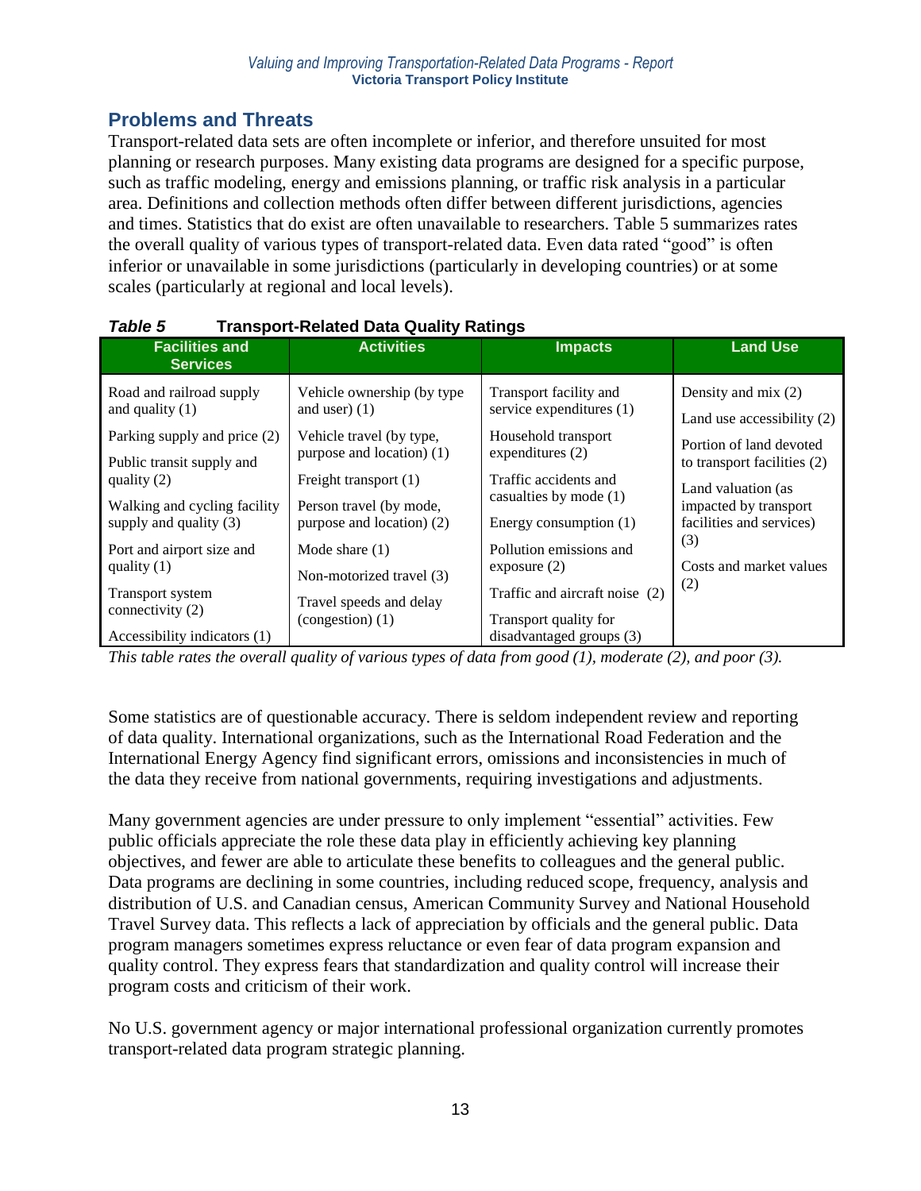## Problems and Threats

Transport-related data sets are often incomplete or inferior, and therefore unsuited for most planning or research purposes. Many existing data programs are designed for a specific purpose, such as traffic modeling, energy and emissions planning, or traffic risk analysis in a particular area. Definitions and collection methods often differ between different jurisdictions, agencies and times. Statistics that do exist are often unavailable to researchers. Table 5 summarizes rates the overall quality of various types of transport-related data. Even data rated "good" is often inferior or unavailable in some jurisdictions (particularly in developing countries) or at some scales (particularly at regional and local levels).

***Table 5*** **Transport-Related Data Quality Ratings**

| Facilities and Services | Activities | Impacts | Land Use |
|---|---|---|---|
| Road and railroad supply and quality (1)<br>Parking supply and price (2)<br>Public transit supply and quality (2)<br>Walking and cycling facility supply and quality (3)<br>Port and airport size and quality (1)<br>Transport system connectivity (2)<br>Accessibility indicators (1) | Vehicle ownership (by type and user) (1)<br>Vehicle travel (by type, purpose and location) (1)<br>Freight transport (1)<br>Person travel (by mode, purpose and location) (2)<br>Mode share (1)<br>Non-motorized travel (3)<br>Travel speeds and delay (congestion) (1) | Transport facility and service expenditures (1)<br>Household transport expenditures (2)<br>Traffic accidents and casualties by mode (1)<br>Energy consumption (1)<br>Pollution emissions and exposure (2)<br>Traffic and aircraft noise (2)<br>Transport quality for disadvantaged groups (3) | Density and mix (2)<br>Land use accessibility (2)<br>Portion of land devoted to transport facilities (2)<br>Land valuation (as impacted by transport facilities and services) (3)<br>Costs and market values (2) |

*This table rates the overall quality of various types of data from good (1), moderate (2), and poor (3).*

Some statistics are of questionable accuracy. There is seldom independent review and reporting of data quality. International organizations, such as the International Road Federation and the International Energy Agency find significant errors, omissions and inconsistencies in much of the data they receive from national governments, requiring investigations and adjustments.

Many government agencies are under pressure to only implement "essential" activities. Few public officials appreciate the role these data play in efficiently achieving key planning objectives, and fewer are able to articulate these benefits to colleagues and the general public. Data programs are declining in some countries, including reduced scope, frequency, analysis and distribution of U.S. and Canadian census, American Community Survey and National Household Travel Survey data. This reflects a lack of appreciation by officials and the general public. Data program managers sometimes express reluctance or even fear of data program expansion and quality control. They express fears that standardization and quality control will increase their program costs and criticism of their work.

No U.S. government agency or major international professional organization currently promotes transport-related data program strategic planning.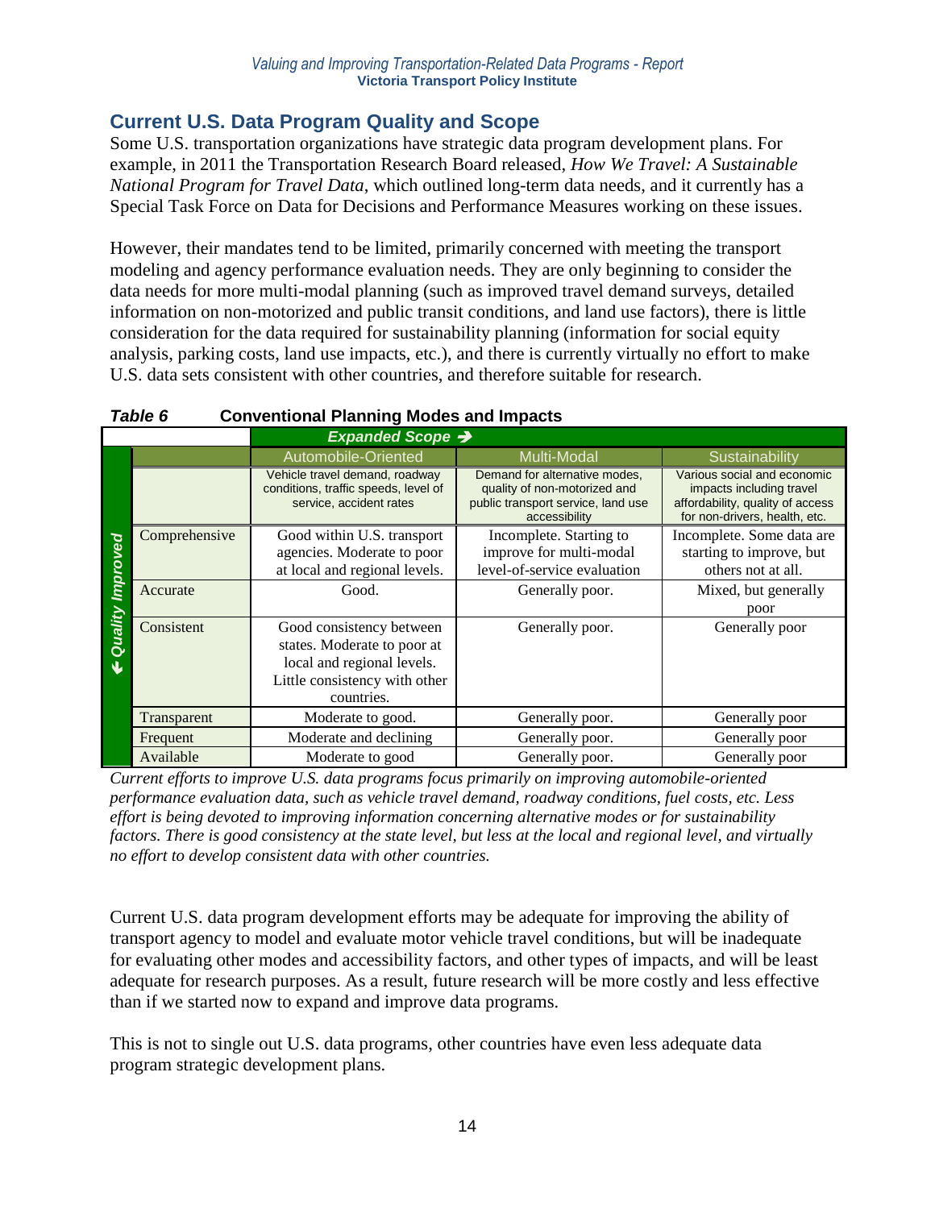## Current U.S. Data Program Quality and Scope

Some U.S. transportation organizations have strategic data program development plans. For example, in 2011 the Transportation Research Board released, *How We Travel: A Sustainable National Program for Travel Data*, which outlined long-term data needs, and it currently has a Special Task Force on Data for Decisions and Performance Measures working on these issues.

However, their mandates tend to be limited, primarily concerned with meeting the transport modeling and agency performance evaluation needs. They are only beginning to consider the data needs for more multi-modal planning (such as improved travel demand surveys, detailed information on non-motorized and public transit conditions, and land use factors), there is little consideration for the data required for sustainability planning (information for social equity analysis, parking costs, land use impacts, etc.), and there is currently virtually no effort to make U.S. data sets consistent with other countries, and therefore suitable for research.

***Table 6*** **Conventional Planning Modes and Impacts**

| | | ***Expanded Scope →*** | | |
|---|---|---|---|---|
| | | Automobile-Oriented | Multi-Modal | Sustainability |
| | | Vehicle travel demand, roadway conditions, traffic speeds, level of service, accident rates | Demand for alternative modes, quality of non-motorized and public transport service, land use accessibility | Various social and economic impacts including travel affordability, quality of access for non-drivers, health, etc. |
| ***↓ Quality Improved*** | Comprehensive | Good within U.S. transport agencies. Moderate to poor at local and regional levels. | Incomplete. Starting to improve for multi-modal level-of-service evaluation | Incomplete. Some data are starting to improve, but others not at all. |
| | Accurate | Good. | Generally poor. | Mixed, but generally poor |
| | Consistent | Good consistency between states. Moderate to poor at local and regional levels. Little consistency with other countries. | Generally poor. | Generally poor |
| | Transparent | Moderate to good. | Generally poor. | Generally poor |
| | Frequent | Moderate and declining | Generally poor. | Generally poor |
| | Available | Moderate to good | Generally poor. | Generally poor |

*Current efforts to improve U.S. data programs focus primarily on improving automobile-oriented performance evaluation data, such as vehicle travel demand, roadway conditions, fuel costs, etc. Less effort is being devoted to improving information concerning alternative modes or for sustainability factors. There is good consistency at the state level, but less at the local and regional level, and virtually no effort to develop consistent data with other countries.*

Current U.S. data program development efforts may be adequate for improving the ability of transport agency to model and evaluate motor vehicle travel conditions, but will be inadequate for evaluating other modes and accessibility factors, and other types of impacts, and will be least adequate for research purposes. As a result, future research will be more costly and less effective than if we started now to expand and improve data programs.

This is not to single out U.S. data programs, other countries have even less adequate data program strategic development plans.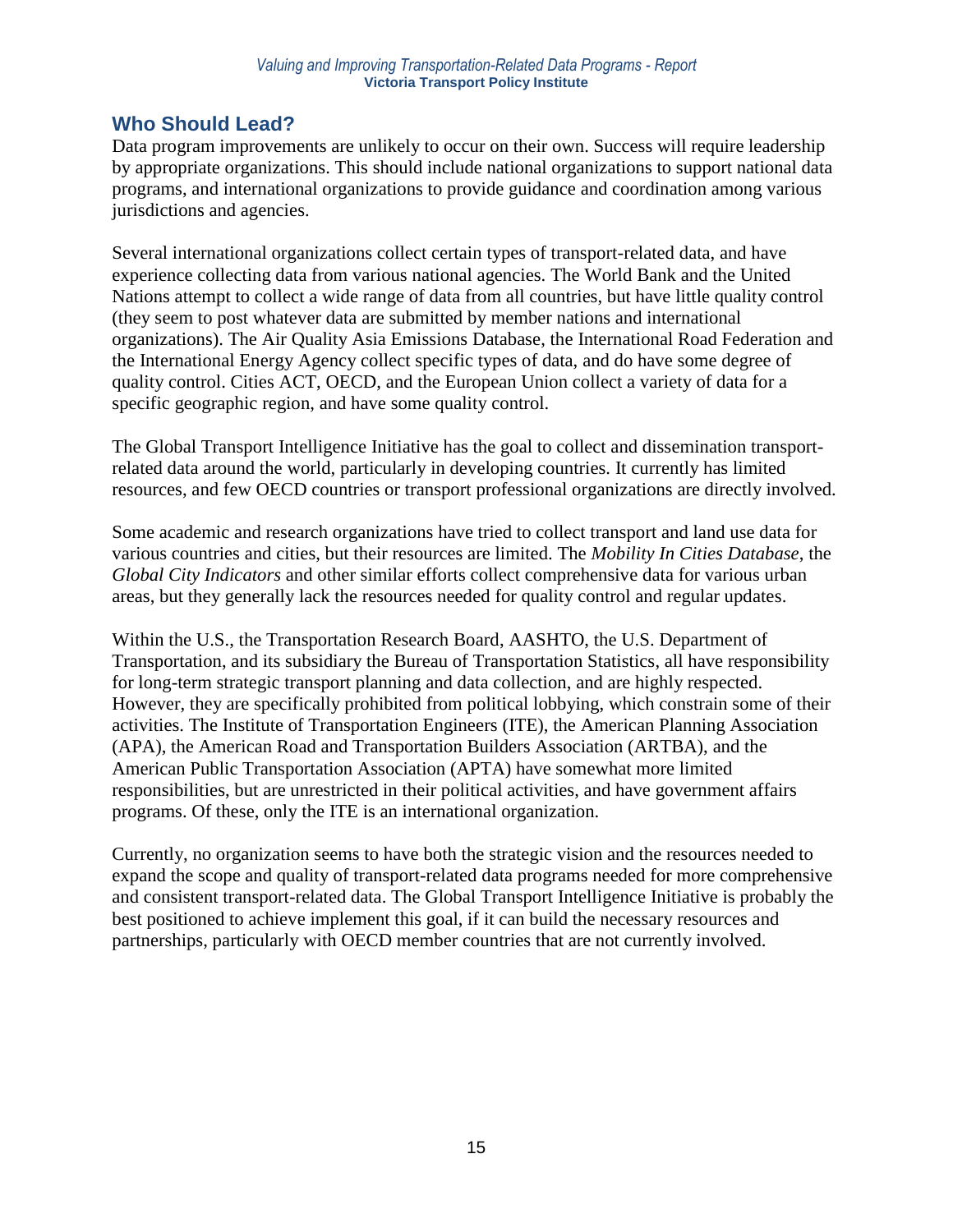## Who Should Lead?

Data program improvements are unlikely to occur on their own. Success will require leadership by appropriate organizations. This should include national organizations to support national data programs, and international organizations to provide guidance and coordination among various jurisdictions and agencies.

Several international organizations collect certain types of transport-related data, and have experience collecting data from various national agencies. The World Bank and the United Nations attempt to collect a wide range of data from all countries, but have little quality control (they seem to post whatever data are submitted by member nations and international organizations). The Air Quality Asia Emissions Database, the International Road Federation and the International Energy Agency collect specific types of data, and do have some degree of quality control. Cities ACT, OECD, and the European Union collect a variety of data for a specific geographic region, and have some quality control.

The Global Transport Intelligence Initiative has the goal to collect and dissemination transport-related data around the world, particularly in developing countries. It currently has limited resources, and few OECD countries or transport professional organizations are directly involved.

Some academic and research organizations have tried to collect transport and land use data for various countries and cities, but their resources are limited. The *Mobility In Cities Database*, the *Global City Indicators* and other similar efforts collect comprehensive data for various urban areas, but they generally lack the resources needed for quality control and regular updates.

Within the U.S., the Transportation Research Board, AASHTO, the U.S. Department of Transportation, and its subsidiary the Bureau of Transportation Statistics, all have responsibility for long-term strategic transport planning and data collection, and are highly respected. However, they are specifically prohibited from political lobbying, which constrain some of their activities. The Institute of Transportation Engineers (ITE), the American Planning Association (APA), the American Road and Transportation Builders Association (ARTBA), and the American Public Transportation Association (APTA) have somewhat more limited responsibilities, but are unrestricted in their political activities, and have government affairs programs. Of these, only the ITE is an international organization.

Currently, no organization seems to have both the strategic vision and the resources needed to expand the scope and quality of transport-related data programs needed for more comprehensive and consistent transport-related data. The Global Transport Intelligence Initiative is probably the best positioned to achieve implement this goal, if it can build the necessary resources and partnerships, particularly with OECD member countries that are not currently involved.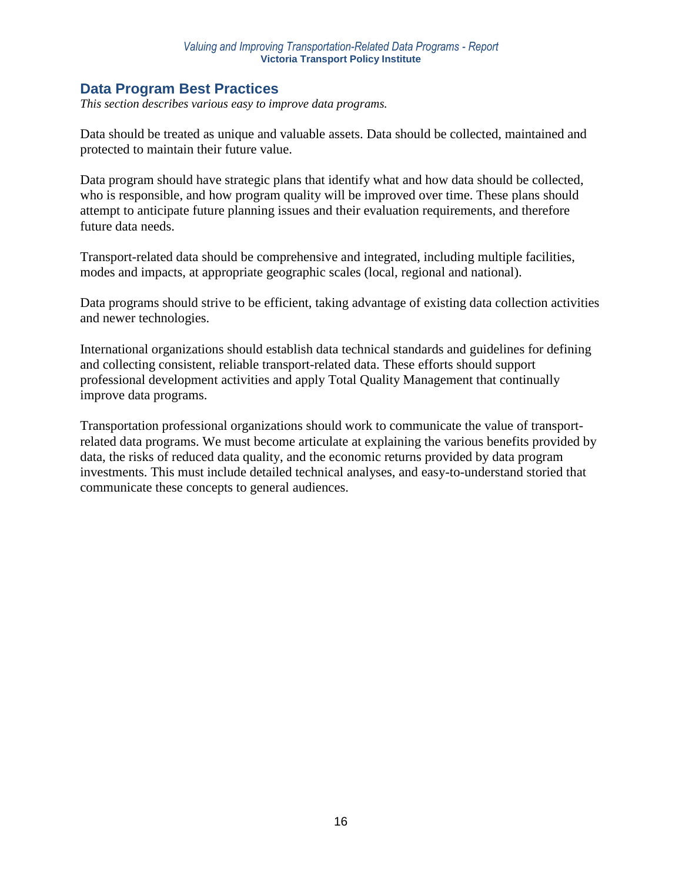## Data Program Best Practices

*This section describes various easy to improve data programs.*

Data should be treated as unique and valuable assets. Data should be collected, maintained and protected to maintain their future value.

Data program should have strategic plans that identify what and how data should be collected, who is responsible, and how program quality will be improved over time. These plans should attempt to anticipate future planning issues and their evaluation requirements, and therefore future data needs.

Transport-related data should be comprehensive and integrated, including multiple facilities, modes and impacts, at appropriate geographic scales (local, regional and national).

Data programs should strive to be efficient, taking advantage of existing data collection activities and newer technologies.

International organizations should establish data technical standards and guidelines for defining and collecting consistent, reliable transport-related data. These efforts should support professional development activities and apply Total Quality Management that continually improve data programs.

Transportation professional organizations should work to communicate the value of transport-related data programs. We must become articulate at explaining the various benefits provided by data, the risks of reduced data quality, and the economic returns provided by data program investments. This must include detailed technical analyses, and easy-to-understand storied that communicate these concepts to general audiences.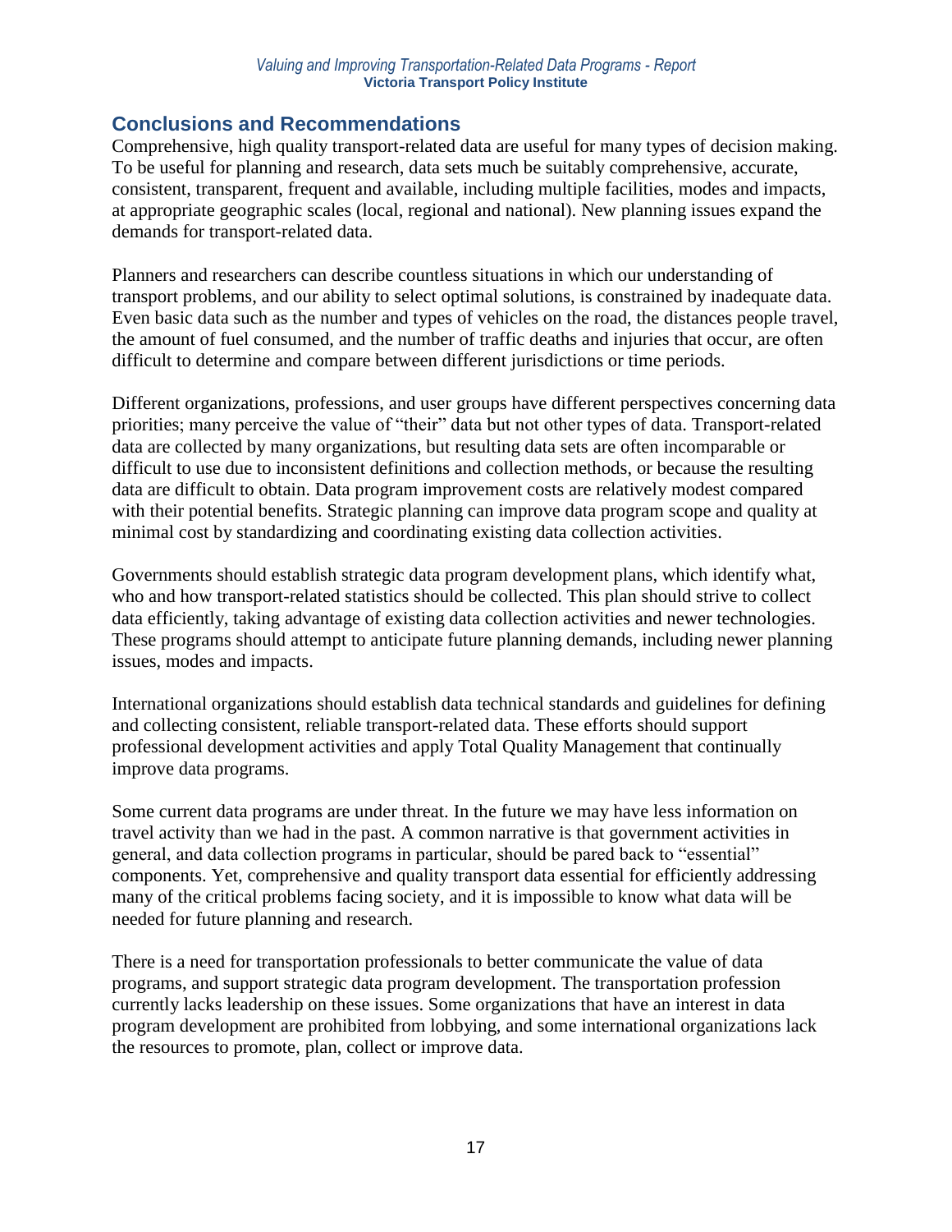## Conclusions and Recommendations

Comprehensive, high quality transport-related data are useful for many types of decision making. To be useful for planning and research, data sets much be suitably comprehensive, accurate, consistent, transparent, frequent and available, including multiple facilities, modes and impacts, at appropriate geographic scales (local, regional and national). New planning issues expand the demands for transport-related data.

Planners and researchers can describe countless situations in which our understanding of transport problems, and our ability to select optimal solutions, is constrained by inadequate data. Even basic data such as the number and types of vehicles on the road, the distances people travel, the amount of fuel consumed, and the number of traffic deaths and injuries that occur, are often difficult to determine and compare between different jurisdictions or time periods.

Different organizations, professions, and user groups have different perspectives concerning data priorities; many perceive the value of "their" data but not other types of data. Transport-related data are collected by many organizations, but resulting data sets are often incomparable or difficult to use due to inconsistent definitions and collection methods, or because the resulting data are difficult to obtain. Data program improvement costs are relatively modest compared with their potential benefits. Strategic planning can improve data program scope and quality at minimal cost by standardizing and coordinating existing data collection activities.

Governments should establish strategic data program development plans, which identify what, who and how transport-related statistics should be collected. This plan should strive to collect data efficiently, taking advantage of existing data collection activities and newer technologies. These programs should attempt to anticipate future planning demands, including newer planning issues, modes and impacts.

International organizations should establish data technical standards and guidelines for defining and collecting consistent, reliable transport-related data. These efforts should support professional development activities and apply Total Quality Management that continually improve data programs.

Some current data programs are under threat. In the future we may have less information on travel activity than we had in the past. A common narrative is that government activities in general, and data collection programs in particular, should be pared back to "essential" components. Yet, comprehensive and quality transport data essential for efficiently addressing many of the critical problems facing society, and it is impossible to know what data will be needed for future planning and research.

There is a need for transportation professionals to better communicate the value of data programs, and support strategic data program development. The transportation profession currently lacks leadership on these issues. Some organizations that have an interest in data program development are prohibited from lobbying, and some international organizations lack the resources to promote, plan, collect or improve data.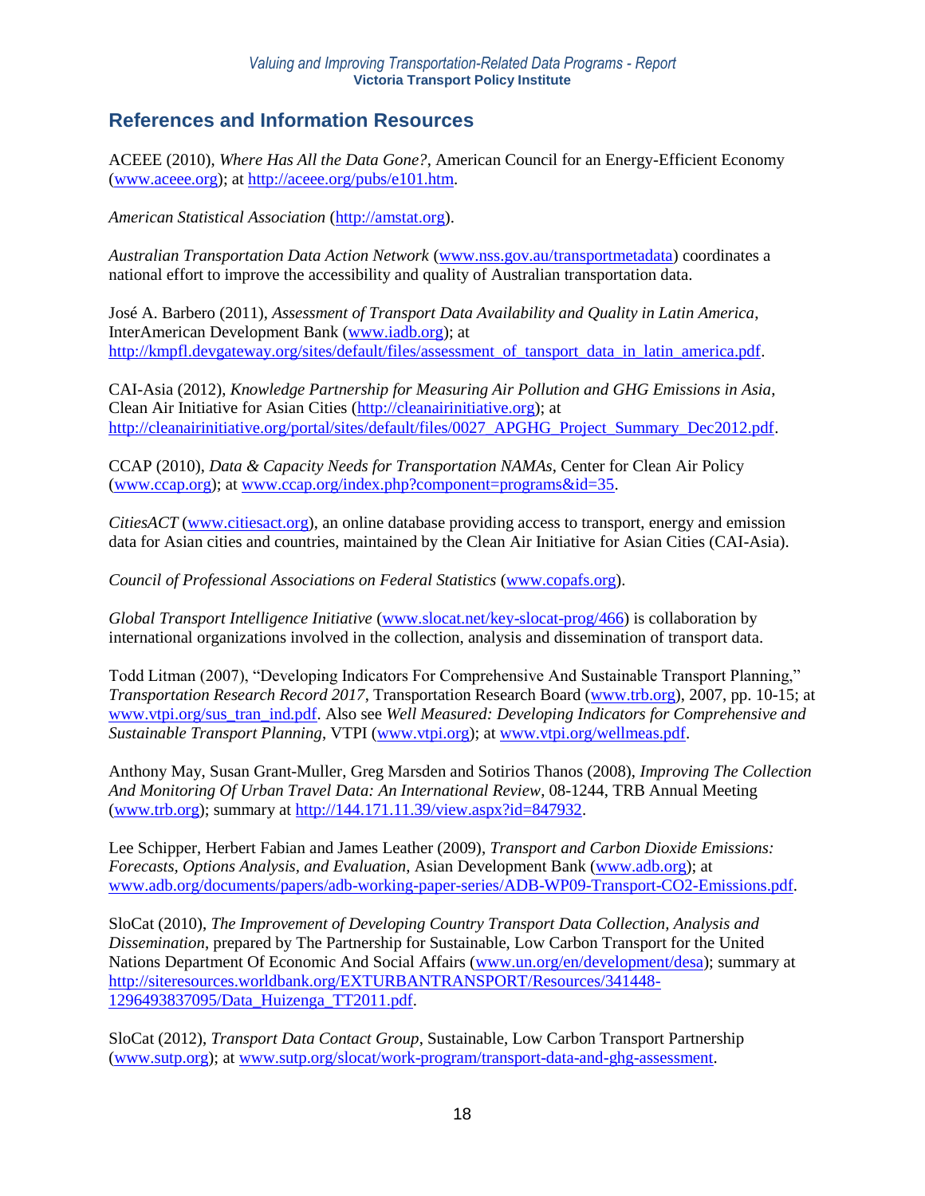## References and Information Resources

ACEEE (2010), *Where Has All the Data Gone?*, American Council for an Energy-Efficient Economy (www.aceee.org); at http://aceee.org/pubs/e101.htm.

*American Statistical Association* (http://amstat.org).

*Australian Transportation Data Action Network* (www.nss.gov.au/transportmetadata) coordinates a national effort to improve the accessibility and quality of Australian transportation data.

José A. Barbero (2011), *Assessment of Transport Data Availability and Quality in Latin America*, InterAmerican Development Bank (www.iadb.org); at http://kmpfl.devgateway.org/sites/default/files/assessment_of_tansport_data_in_latin_america.pdf.

CAI-Asia (2012), *Knowledge Partnership for Measuring Air Pollution and GHG Emissions in Asia*, Clean Air Initiative for Asian Cities (http://cleanairinitiative.org); at http://cleanairinitiative.org/portal/sites/default/files/0027_APGHG_Project_Summary_Dec2012.pdf.

CCAP (2010), *Data & Capacity Needs for Transportation NAMAs*, Center for Clean Air Policy (www.ccap.org); at www.ccap.org/index.php?component=programs&id=35.

*CitiesACT* (www.citiesact.org), an online database providing access to transport, energy and emission data for Asian cities and countries, maintained by the Clean Air Initiative for Asian Cities (CAI-Asia).

*Council of Professional Associations on Federal Statistics* (www.copafs.org).

*Global Transport Intelligence Initiative* (www.slocat.net/key-slocat-prog/466) is collaboration by international organizations involved in the collection, analysis and dissemination of transport data.

Todd Litman (2007), "Developing Indicators For Comprehensive And Sustainable Transport Planning," *Transportation Research Record 2017*, Transportation Research Board (www.trb.org), 2007, pp. 10-15; at www.vtpi.org/sus_tran_ind.pdf. Also see *Well Measured: Developing Indicators for Comprehensive and Sustainable Transport Planning*, VTPI (www.vtpi.org); at www.vtpi.org/wellmeas.pdf.

Anthony May, Susan Grant-Muller, Greg Marsden and Sotirios Thanos (2008), *Improving The Collection And Monitoring Of Urban Travel Data: An International Review*, 08-1244, TRB Annual Meeting (www.trb.org); summary at http://144.171.11.39/view.aspx?id=847932.

Lee Schipper, Herbert Fabian and James Leather (2009), *Transport and Carbon Dioxide Emissions: Forecasts, Options Analysis, and Evaluation*, Asian Development Bank (www.adb.org); at www.adb.org/documents/papers/adb-working-paper-series/ADB-WP09-Transport-CO2-Emissions.pdf.

SloCat (2010), *The Improvement of Developing Country Transport Data Collection, Analysis and Dissemination*, prepared by The Partnership for Sustainable, Low Carbon Transport for the United Nations Department Of Economic And Social Affairs (www.un.org/en/development/desa); summary at http://siteresources.worldbank.org/EXTURBANTRANSPORT/Resources/341448-1296493837095/Data_Huizenga_TT2011.pdf.

SloCat (2012), *Transport Data Contact Group*, Sustainable, Low Carbon Transport Partnership (www.sutp.org); at www.sutp.org/slocat/work-program/transport-data-and-ghg-assessment.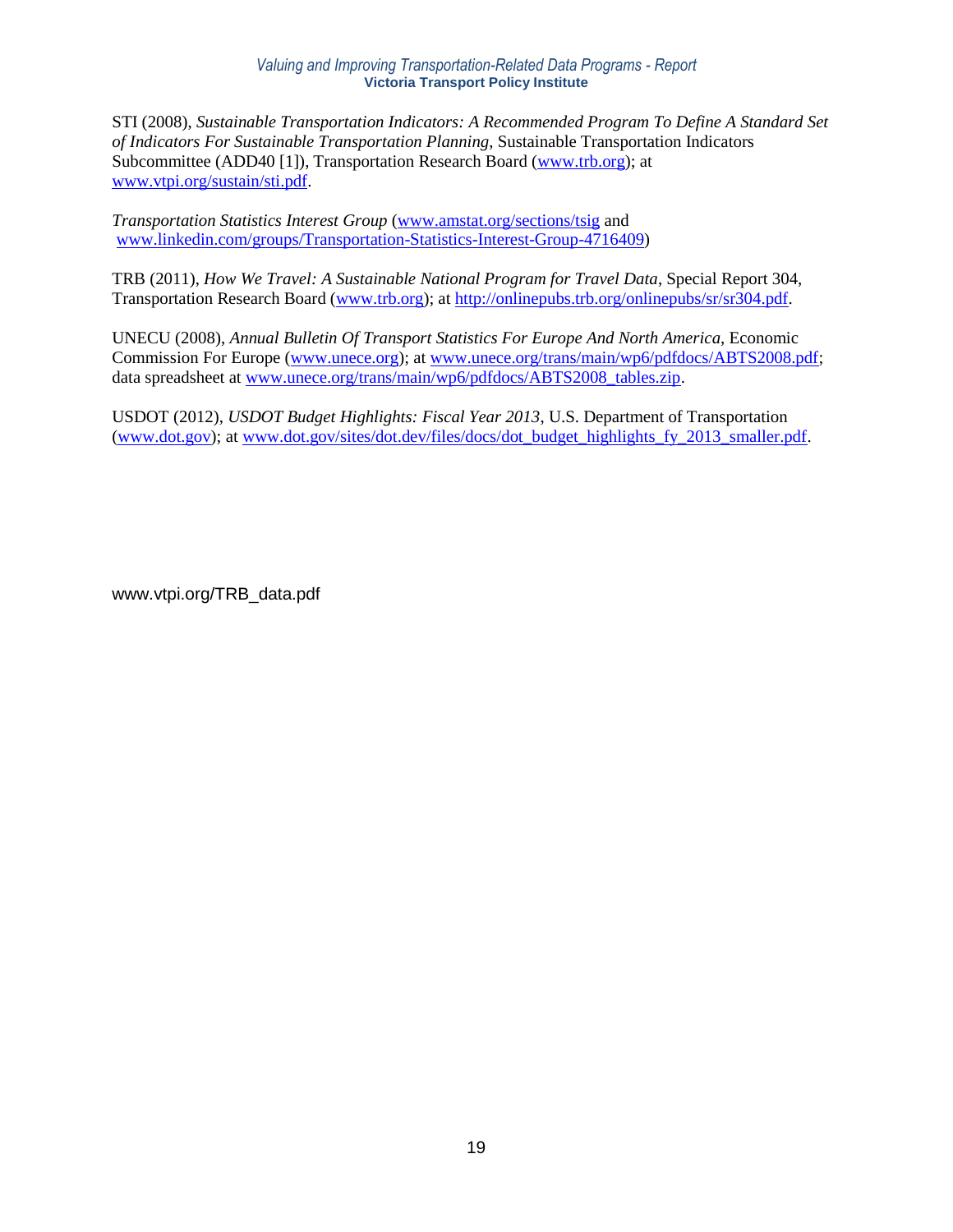STI (2008), *Sustainable Transportation Indicators: A Recommended Program To Define A Standard Set of Indicators For Sustainable Transportation Planning*, Sustainable Transportation Indicators Subcommittee (ADD40 [1]), Transportation Research Board (www.trb.org); at www.vtpi.org/sustain/sti.pdf.

*Transportation Statistics Interest Group* (www.amstat.org/sections/tsig and www.linkedin.com/groups/Transportation-Statistics-Interest-Group-4716409)

TRB (2011), *How We Travel: A Sustainable National Program for Travel Data*, Special Report 304, Transportation Research Board (www.trb.org); at http://onlinepubs.trb.org/onlinepubs/sr/sr304.pdf.

UNECU (2008), *Annual Bulletin Of Transport Statistics For Europe And North America*, Economic Commission For Europe (www.unece.org); at www.unece.org/trans/main/wp6/pdfdocs/ABTS2008.pdf; data spreadsheet at www.unece.org/trans/main/wp6/pdfdocs/ABTS2008_tables.zip.

USDOT (2012), *USDOT Budget Highlights: Fiscal Year 2013*, U.S. Department of Transportation (www.dot.gov); at www.dot.gov/sites/dot.dev/files/docs/dot_budget_highlights_fy_2013_smaller.pdf.

www.vtpi.org/TRB_data.pdf